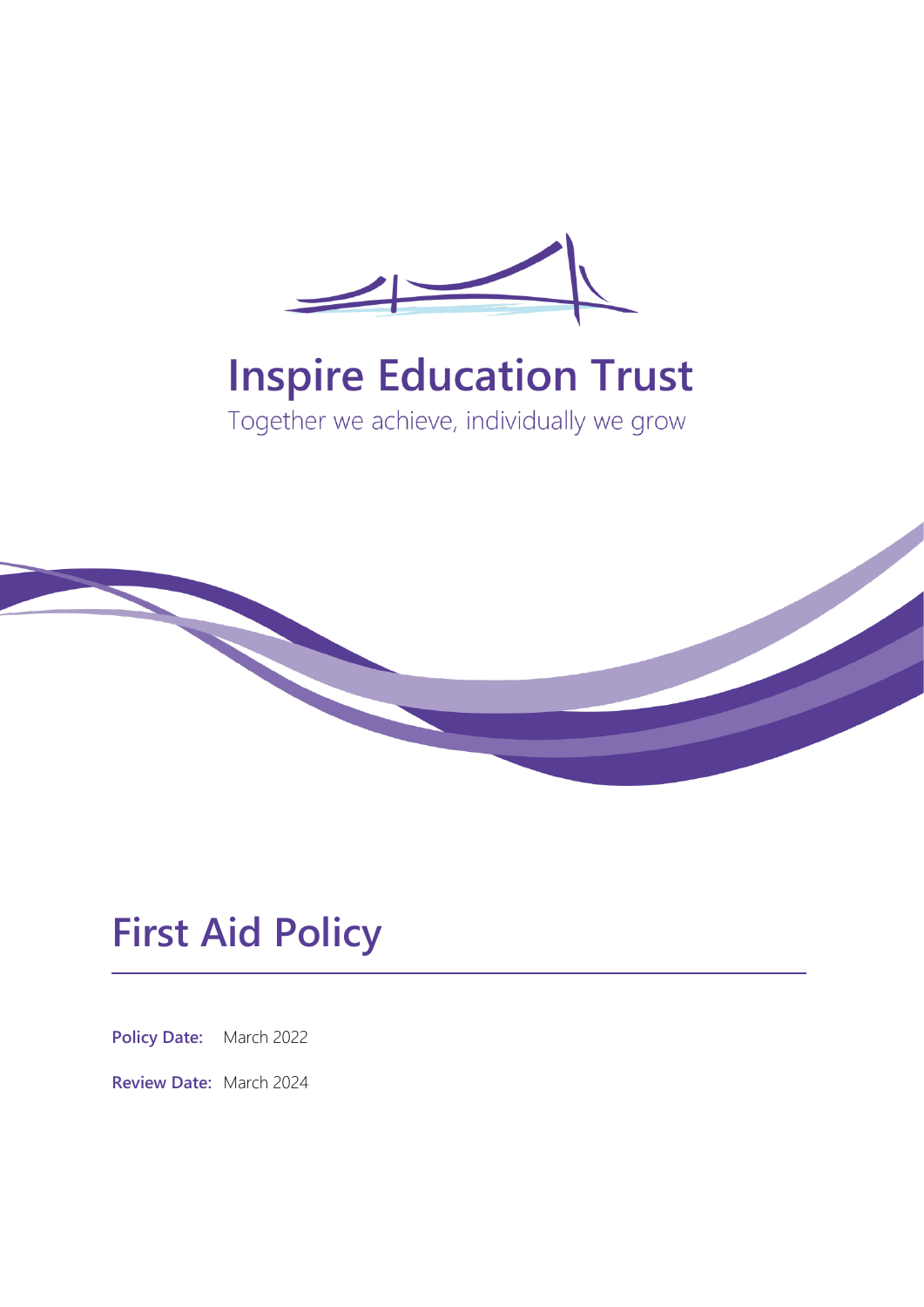Inspire Education Trust

Together we achieve, individually we grow

# First Aid Policy

**Policy Date:** March 2022

**Review Date:** March 2024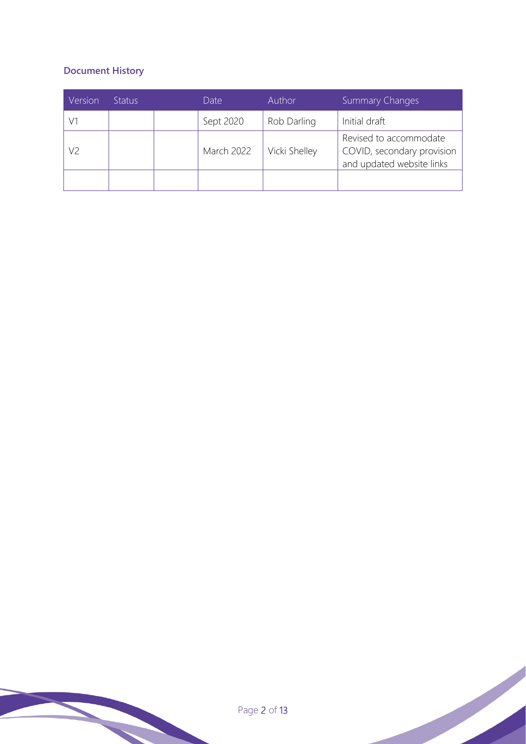**Document History**

| Version | Status | | Date | Author | Summary Changes |
|---|---|---|---|---|---|
| V1 | | | Sept 2020 | Rob Darling | Initial draft |
| V2 | | | March 2022 | Vicki Shelley | Revised to accommodate COVID, secondary provision and updated website links |
| | | | | | |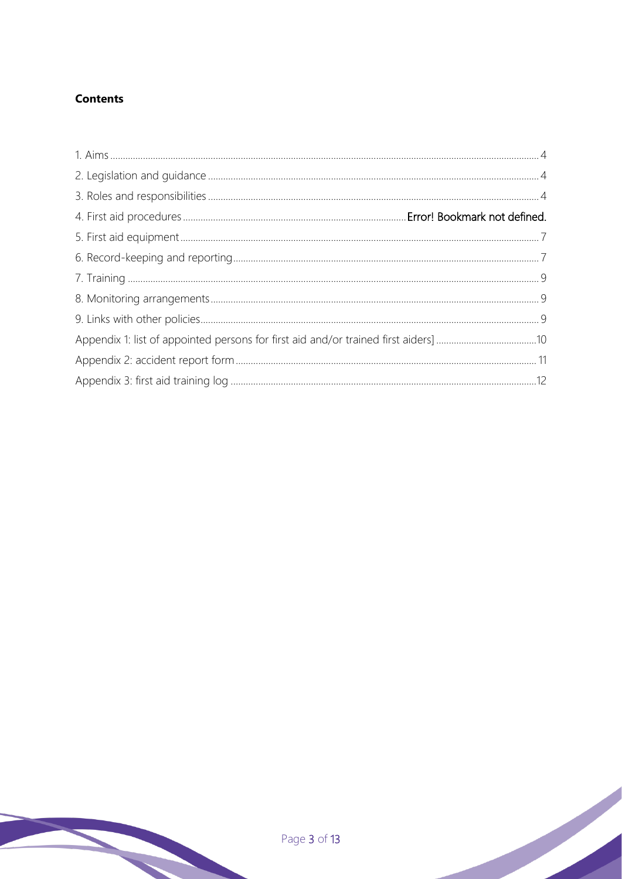**Contents**

1. Aims ..... 4
2. Legislation and guidance ..... 4
3. Roles and responsibilities ..... 4
4. First aid procedures ..... Error! Bookmark not defined.
5. First aid equipment ..... 7
6. Record-keeping and reporting ..... 7
7. Training ..... 9
8. Monitoring arrangements ..... 9
9. Links with other policies ..... 9

Appendix 1: list of appointed persons for first aid and/or trained first aiders] ..... 10

Appendix 2: accident report form ..... 11

Appendix 3: first aid training log ..... 12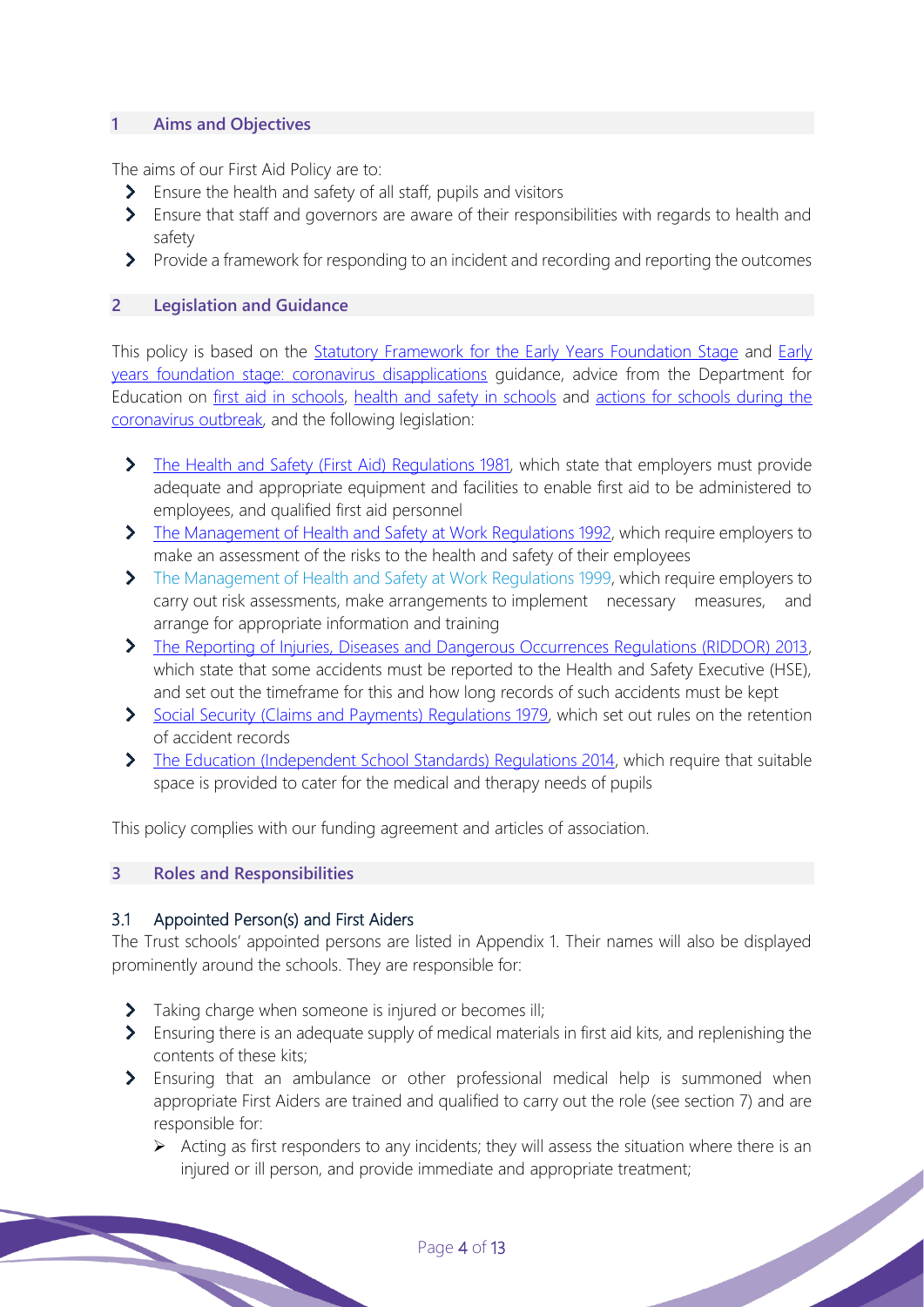## 1 Aims and Objectives

The aims of our First Aid Policy are to:

- Ensure the health and safety of all staff, pupils and visitors
- Ensure that staff and governors are aware of their responsibilities with regards to health and safety
- Provide a framework for responding to an incident and recording and reporting the outcomes

## 2 Legislation and Guidance

This policy is based on the Statutory Framework for the Early Years Foundation Stage and Early years foundation stage: coronavirus disapplications guidance, advice from the Department for Education on first aid in schools, health and safety in schools and actions for schools during the coronavirus outbreak, and the following legislation:

- The Health and Safety (First Aid) Regulations 1981, which state that employers must provide adequate and appropriate equipment and facilities to enable first aid to be administered to employees, and qualified first aid personnel
- The Management of Health and Safety at Work Regulations 1992, which require employers to make an assessment of the risks to the health and safety of their employees
- The Management of Health and Safety at Work Regulations 1999, which require employers to carry out risk assessments, make arrangements to implement necessary measures, and arrange for appropriate information and training
- The Reporting of Injuries, Diseases and Dangerous Occurrences Regulations (RIDDOR) 2013, which state that some accidents must be reported to the Health and Safety Executive (HSE), and set out the timeframe for this and how long records of such accidents must be kept
- Social Security (Claims and Payments) Regulations 1979, which set out rules on the retention of accident records
- The Education (Independent School Standards) Regulations 2014, which require that suitable space is provided to cater for the medical and therapy needs of pupils

This policy complies with our funding agreement and articles of association.

## 3 Roles and Responsibilities

### 3.1 Appointed Person(s) and First Aiders

The Trust schools' appointed persons are listed in Appendix 1. Their names will also be displayed prominently around the schools. They are responsible for:

- Taking charge when someone is injured or becomes ill;
- Ensuring there is an adequate supply of medical materials in first aid kits, and replenishing the contents of these kits;
- Ensuring that an ambulance or other professional medical help is summoned when appropriate First Aiders are trained and qualified to carry out the role (see section 7) and are responsible for:
  - Acting as first responders to any incidents; they will assess the situation where there is an injured or ill person, and provide immediate and appropriate treatment;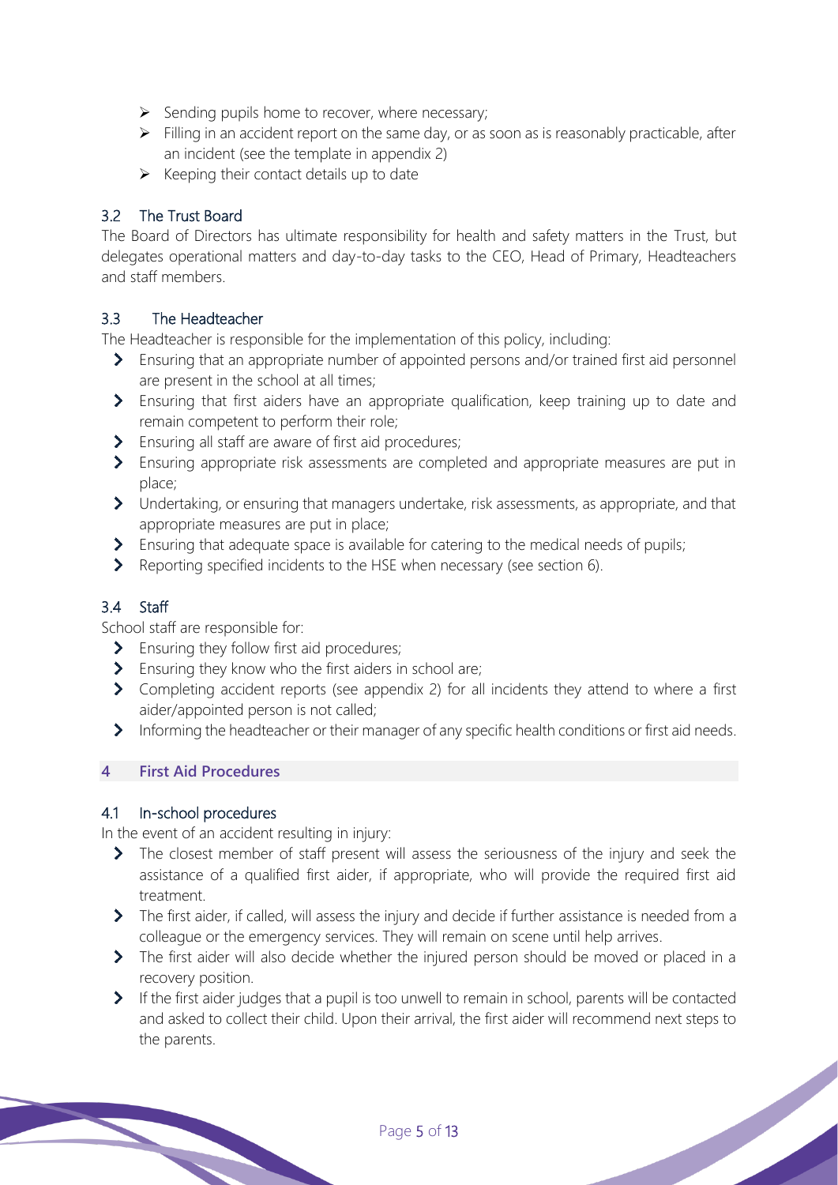- Sending pupils home to recover, where necessary;
- Filling in an accident report on the same day, or as soon as is reasonably practicable, after an incident (see the template in appendix 2)
- Keeping their contact details up to date

### 3.2 The Trust Board

The Board of Directors has ultimate responsibility for health and safety matters in the Trust, but delegates operational matters and day-to-day tasks to the CEO, Head of Primary, Headteachers and staff members.

### 3.3 The Headteacher

The Headteacher is responsible for the implementation of this policy, including:

- Ensuring that an appropriate number of appointed persons and/or trained first aid personnel are present in the school at all times;
- Ensuring that first aiders have an appropriate qualification, keep training up to date and remain competent to perform their role;
- Ensuring all staff are aware of first aid procedures;
- Ensuring appropriate risk assessments are completed and appropriate measures are put in place;
- Undertaking, or ensuring that managers undertake, risk assessments, as appropriate, and that appropriate measures are put in place;
- Ensuring that adequate space is available for catering to the medical needs of pupils;
- Reporting specified incidents to the HSE when necessary (see section 6).

### 3.4 Staff

School staff are responsible for:

- Ensuring they follow first aid procedures;
- Ensuring they know who the first aiders in school are;
- Completing accident reports (see appendix 2) for all incidents they attend to where a first aider/appointed person is not called;
- Informing the headteacher or their manager of any specific health conditions or first aid needs.

## 4 First Aid Procedures

### 4.1 In-school procedures

In the event of an accident resulting in injury:

- The closest member of staff present will assess the seriousness of the injury and seek the assistance of a qualified first aider, if appropriate, who will provide the required first aid treatment.
- The first aider, if called, will assess the injury and decide if further assistance is needed from a colleague or the emergency services. They will remain on scene until help arrives.
- The first aider will also decide whether the injured person should be moved or placed in a recovery position.
- If the first aider judges that a pupil is too unwell to remain in school, parents will be contacted and asked to collect their child. Upon their arrival, the first aider will recommend next steps to the parents.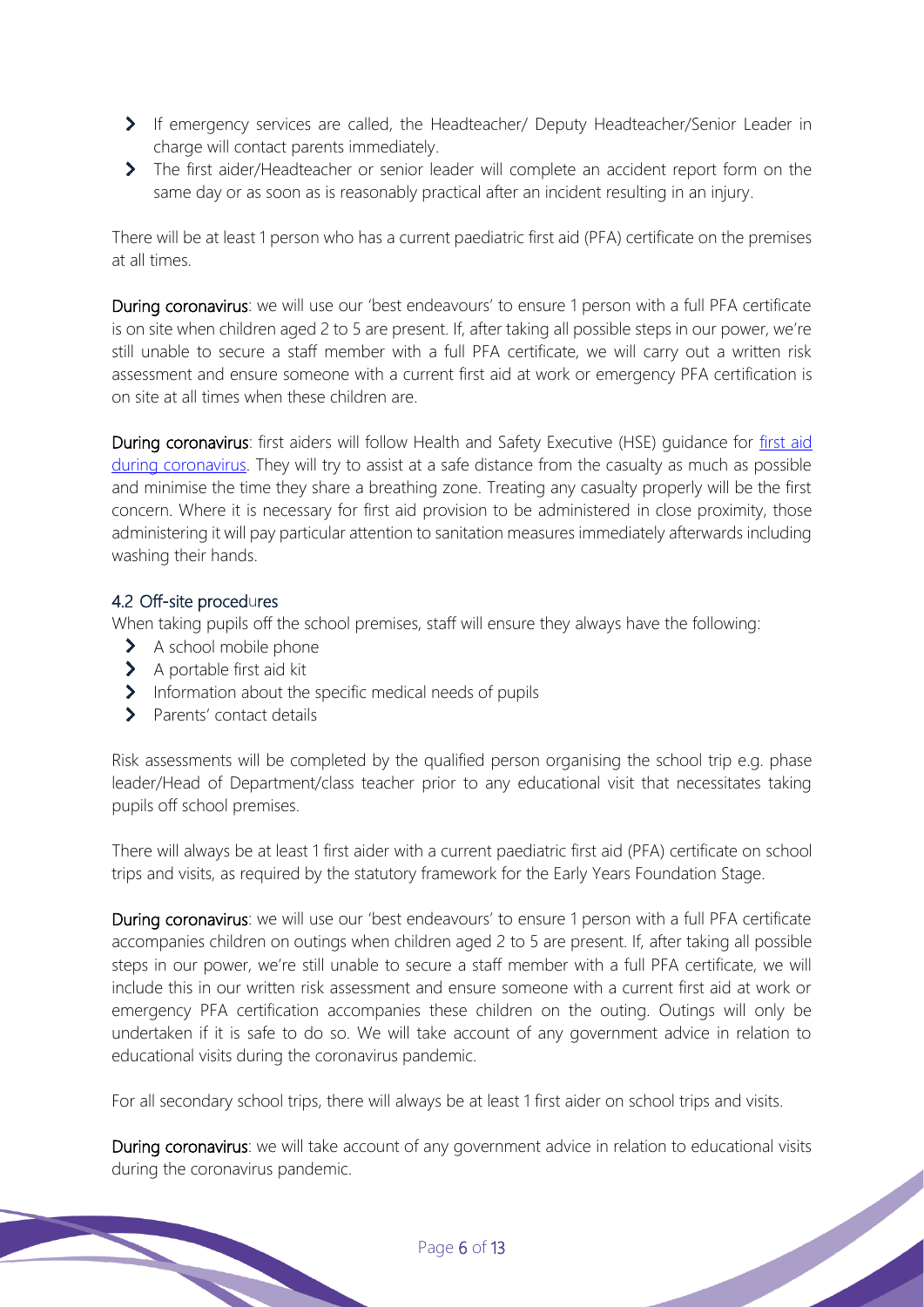- If emergency services are called, the Headteacher/ Deputy Headteacher/Senior Leader in charge will contact parents immediately.
- The first aider/Headteacher or senior leader will complete an accident report form on the same day or as soon as is reasonably practical after an incident resulting in an injury.

There will be at least 1 person who has a current paediatric first aid (PFA) certificate on the premises at all times.

**During coronavirus**: we will use our 'best endeavours' to ensure 1 person with a full PFA certificate is on site when children aged 2 to 5 are present. If, after taking all possible steps in our power, we're still unable to secure a staff member with a full PFA certificate, we will carry out a written risk assessment and ensure someone with a current first aid at work or emergency PFA certification is on site at all times when these children are.

**During coronavirus**: first aiders will follow Health and Safety Executive (HSE) guidance for [first aid during coronavirus](). They will try to assist at a safe distance from the casualty as much as possible and minimise the time they share a breathing zone. Treating any casualty properly will be the first concern. Where it is necessary for first aid provision to be administered in close proximity, those administering it will pay particular attention to sanitation measures immediately afterwards including washing their hands.

### 4.2 Off-site procedures

When taking pupils off the school premises, staff will ensure they always have the following:

- A school mobile phone
- A portable first aid kit
- Information about the specific medical needs of pupils
- Parents' contact details

Risk assessments will be completed by the qualified person organising the school trip e.g. phase leader/Head of Department/class teacher prior to any educational visit that necessitates taking pupils off school premises.

There will always be at least 1 first aider with a current paediatric first aid (PFA) certificate on school trips and visits, as required by the statutory framework for the Early Years Foundation Stage.

**During coronavirus**: we will use our 'best endeavours' to ensure 1 person with a full PFA certificate accompanies children on outings when children aged 2 to 5 are present. If, after taking all possible steps in our power, we're still unable to secure a staff member with a full PFA certificate, we will include this in our written risk assessment and ensure someone with a current first aid at work or emergency PFA certification accompanies these children on the outing. Outings will only be undertaken if it is safe to do so. We will take account of any government advice in relation to educational visits during the coronavirus pandemic.

For all secondary school trips, there will always be at least 1 first aider on school trips and visits.

**During coronavirus**: we will take account of any government advice in relation to educational visits during the coronavirus pandemic.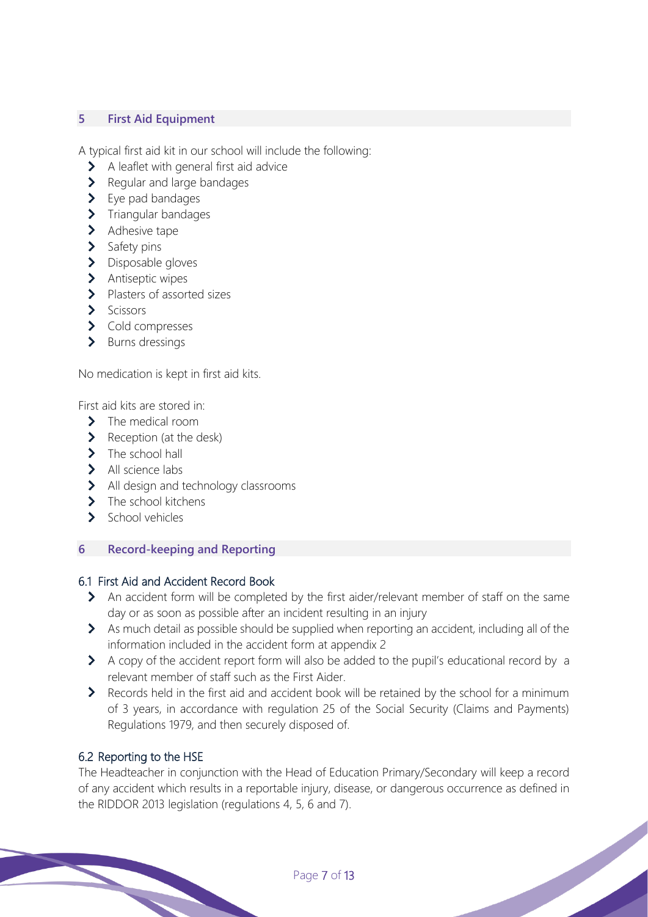## 5 First Aid Equipment

A typical first aid kit in our school will include the following:

- A leaflet with general first aid advice
- Regular and large bandages
- Eye pad bandages
- Triangular bandages
- Adhesive tape
- Safety pins
- Disposable gloves
- Antiseptic wipes
- Plasters of assorted sizes
- Scissors
- Cold compresses
- Burns dressings

No medication is kept in first aid kits.

First aid kits are stored in:

- The medical room
- Reception (at the desk)
- The school hall
- All science labs
- All design and technology classrooms
- The school kitchens
- School vehicles

## 6 Record-keeping and Reporting

### 6.1 First Aid and Accident Record Book

- An accident form will be completed by the first aider/relevant member of staff on the same day or as soon as possible after an incident resulting in an injury
- As much detail as possible should be supplied when reporting an accident, including all of the information included in the accident form at appendix 2
- A copy of the accident report form will also be added to the pupil's educational record by a relevant member of staff such as the First Aider.
- Records held in the first aid and accident book will be retained by the school for a minimum of 3 years, in accordance with regulation 25 of the Social Security (Claims and Payments) Regulations 1979, and then securely disposed of.

### 6.2 Reporting to the HSE

The Headteacher in conjunction with the Head of Education Primary/Secondary will keep a record of any accident which results in a reportable injury, disease, or dangerous occurrence as defined in the RIDDOR 2013 legislation (regulations 4, 5, 6 and 7).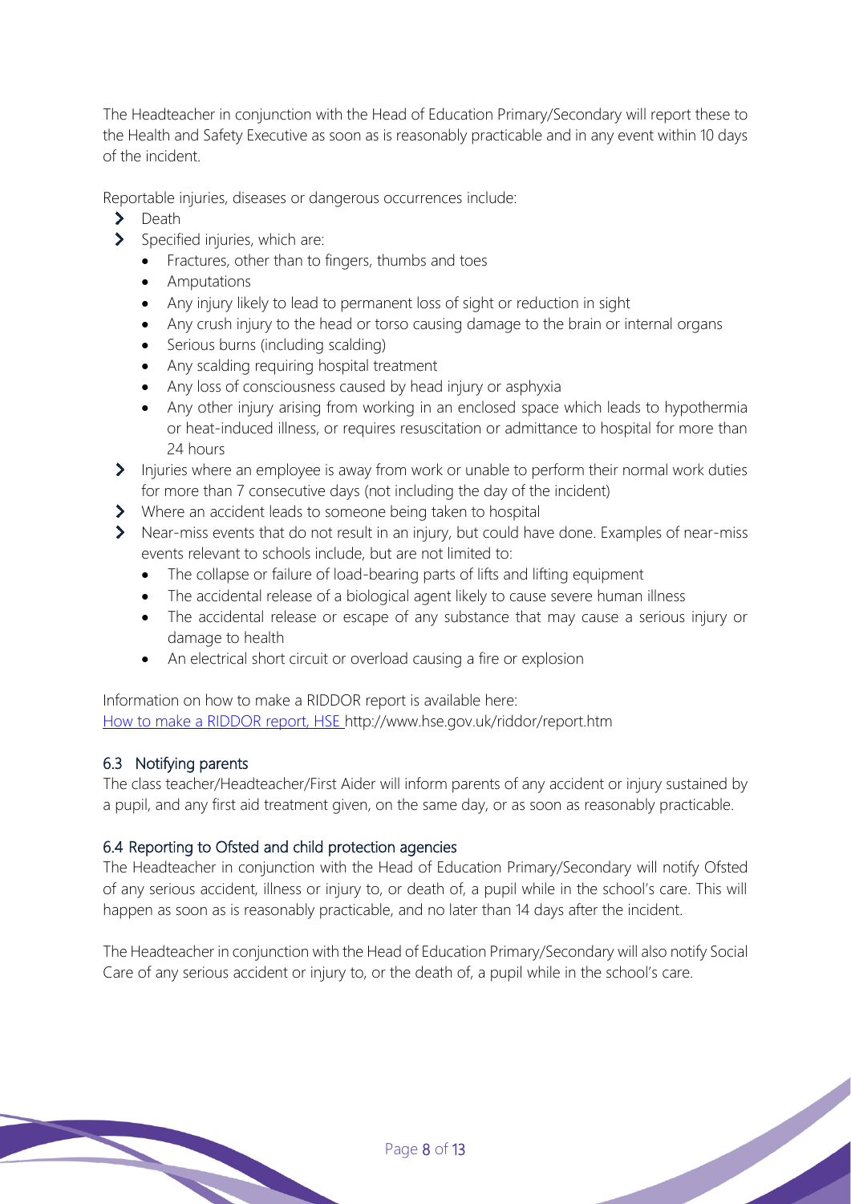The Headteacher in conjunction with the Head of Education Primary/Secondary will report these to the Health and Safety Executive as soon as is reasonably practicable and in any event within 10 days of the incident.

Reportable injuries, diseases or dangerous occurrences include:

- Death
- Specified injuries, which are:
  - Fractures, other than to fingers, thumbs and toes
  - Amputations
  - Any injury likely to lead to permanent loss of sight or reduction in sight
  - Any crush injury to the head or torso causing damage to the brain or internal organs
  - Serious burns (including scalding)
  - Any scalding requiring hospital treatment
  - Any loss of consciousness caused by head injury or asphyxia
  - Any other injury arising from working in an enclosed space which leads to hypothermia or heat-induced illness, or requires resuscitation or admittance to hospital for more than 24 hours
- Injuries where an employee is away from work or unable to perform their normal work duties for more than 7 consecutive days (not including the day of the incident)
- Where an accident leads to someone being taken to hospital
- Near-miss events that do not result in an injury, but could have done. Examples of near-miss events relevant to schools include, but are not limited to:
  - The collapse or failure of load-bearing parts of lifts and lifting equipment
  - The accidental release of a biological agent likely to cause severe human illness
  - The accidental release or escape of any substance that may cause a serious injury or damage to health
  - An electrical short circuit or overload causing a fire or explosion

Information on how to make a RIDDOR report is available here:
[How to make a RIDDOR report, HSE](http://www.hse.gov.uk/riddor/report.htm) http://www.hse.gov.uk/riddor/report.htm

### 6.3 Notifying parents

The class teacher/Headteacher/First Aider will inform parents of any accident or injury sustained by a pupil, and any first aid treatment given, on the same day, or as soon as reasonably practicable.

### 6.4 Reporting to Ofsted and child protection agencies

The Headteacher in conjunction with the Head of Education Primary/Secondary will notify Ofsted of any serious accident, illness or injury to, or death of, a pupil while in the school's care. This will happen as soon as is reasonably practicable, and no later than 14 days after the incident.

The Headteacher in conjunction with the Head of Education Primary/Secondary will also notify Social Care of any serious accident or injury to, or the death of, a pupil while in the school's care.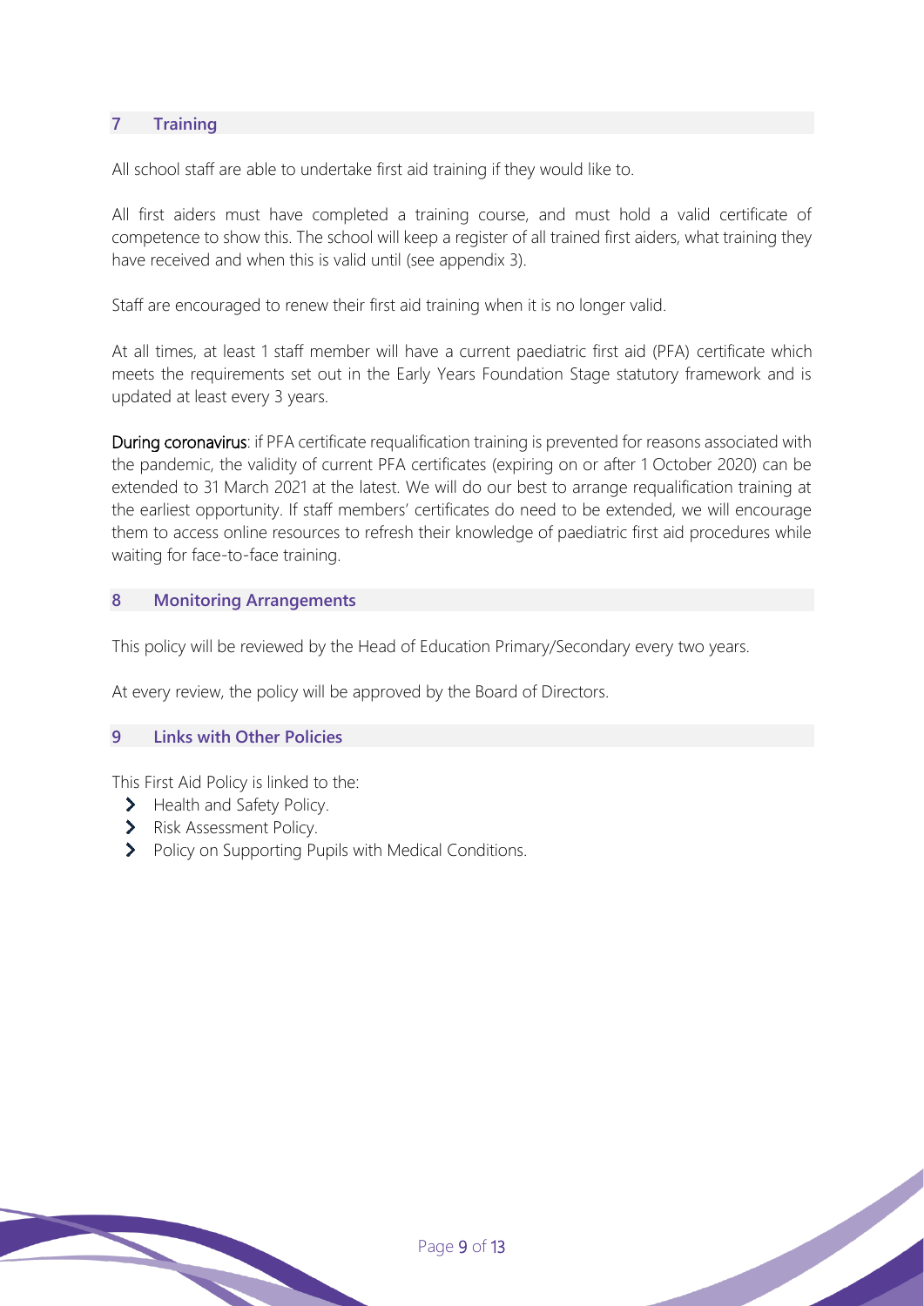## 7 Training

All school staff are able to undertake first aid training if they would like to.

All first aiders must have completed a training course, and must hold a valid certificate of competence to show this. The school will keep a register of all trained first aiders, what training they have received and when this is valid until (see appendix 3).

Staff are encouraged to renew their first aid training when it is no longer valid.

At all times, at least 1 staff member will have a current paediatric first aid (PFA) certificate which meets the requirements set out in the Early Years Foundation Stage statutory framework and is updated at least every 3 years.

During coronavirus: if PFA certificate requalification training is prevented for reasons associated with the pandemic, the validity of current PFA certificates (expiring on or after 1 October 2020) can be extended to 31 March 2021 at the latest. We will do our best to arrange requalification training at the earliest opportunity. If staff members' certificates do need to be extended, we will encourage them to access online resources to refresh their knowledge of paediatric first aid procedures while waiting for face-to-face training.

## 8 Monitoring Arrangements

This policy will be reviewed by the Head of Education Primary/Secondary every two years.

At every review, the policy will be approved by the Board of Directors.

## 9 Links with Other Policies

This First Aid Policy is linked to the:

- Health and Safety Policy.
- Risk Assessment Policy.
- Policy on Supporting Pupils with Medical Conditions.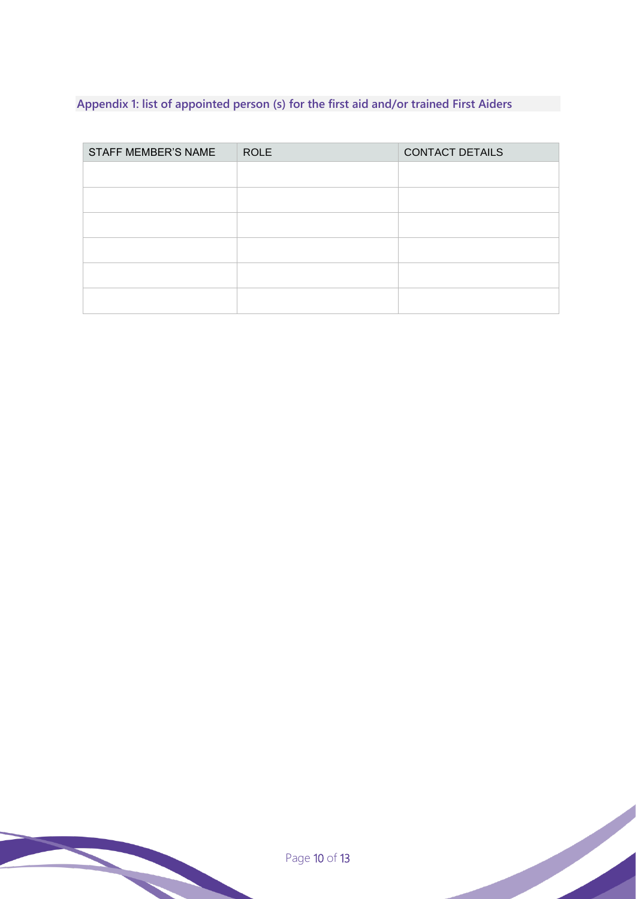## Appendix 1: list of appointed person (s) for the first aid and/or trained First Aiders

| STAFF MEMBER'S NAME | ROLE | CONTACT DETAILS |
| --- | --- | --- |
| | | |
| | | |
| | | |
| | | |
| | | |
| | | |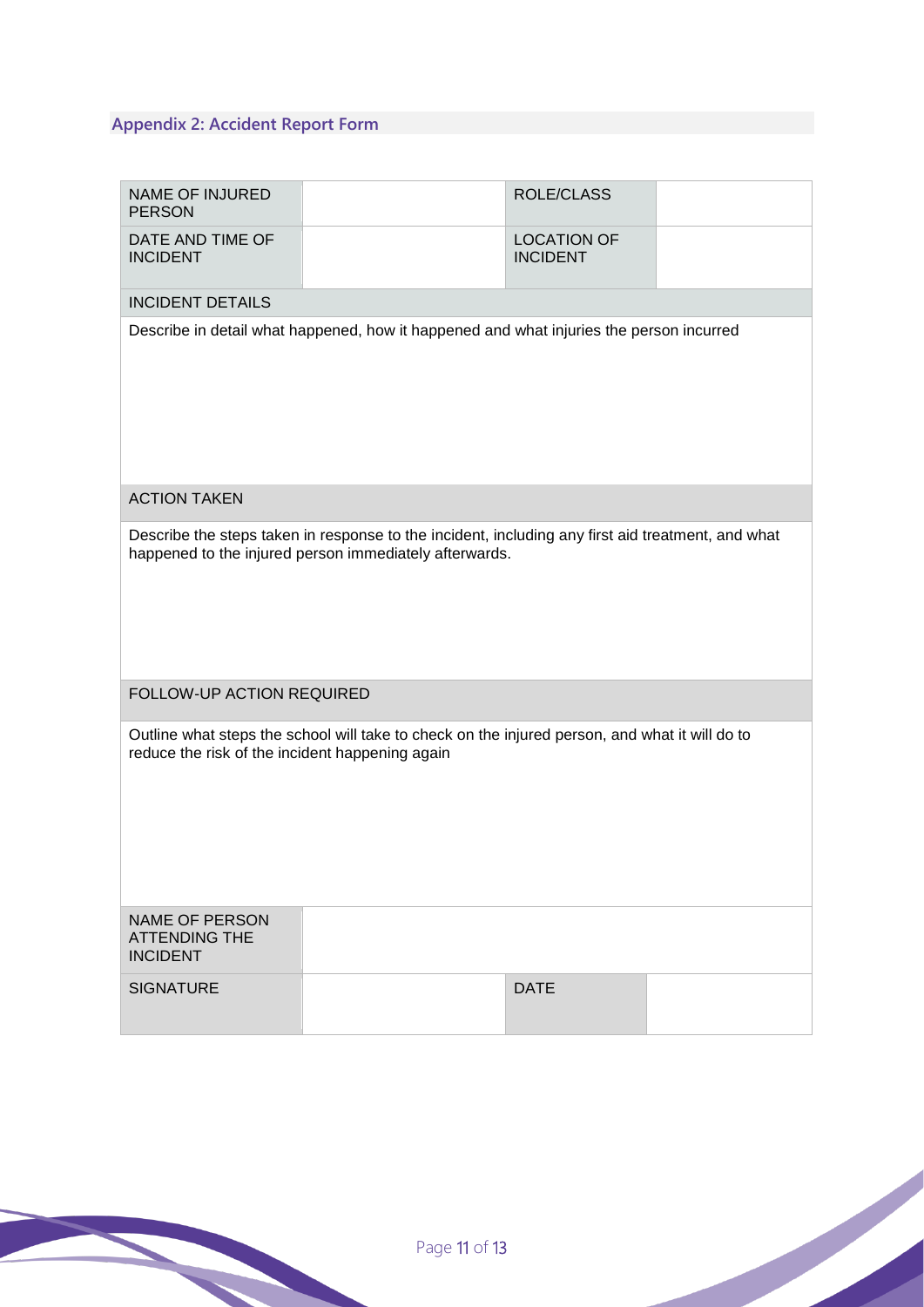## Appendix 2: Accident Report Form

| NAME OF INJURED PERSON | | ROLE/CLASS | |
|---|---|---|---|
| DATE AND TIME OF INCIDENT | | LOCATION OF INCIDENT | |
| INCIDENT DETAILS | | | |
| Describe in detail what happened, how it happened and what injuries the person incurred | | | |
| ACTION TAKEN | | | |
| Describe the steps taken in response to the incident, including any first aid treatment, and what happened to the injured person immediately afterwards. | | | |
| FOLLOW-UP ACTION REQUIRED | | | |
| Outline what steps the school will take to check on the injured person, and what it will do to reduce the risk of the incident happening again | | | |
| NAME OF PERSON ATTENDING THE INCIDENT | | | |
| SIGNATURE | | DATE | |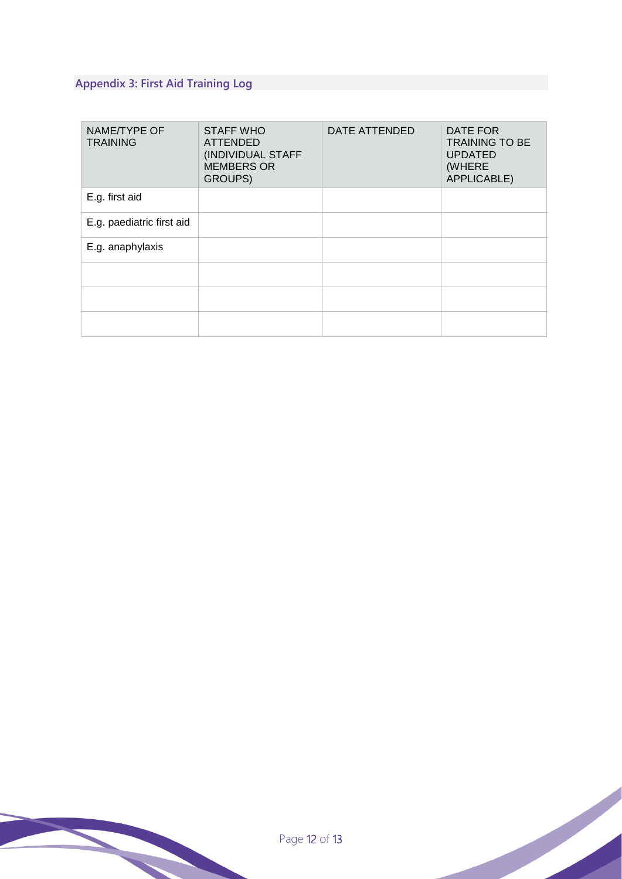## Appendix 3: First Aid Training Log

| NAME/TYPE OF TRAINING | STAFF WHO ATTENDED (INDIVIDUAL STAFF MEMBERS OR GROUPS) | DATE ATTENDED | DATE FOR TRAINING TO BE UPDATED (WHERE APPLICABLE) |
|---|---|---|---|
| E.g. first aid | | | |
| E.g. paediatric first aid | | | |
| E.g. anaphylaxis | | | |
| | | | |
| | | | |
| | | | |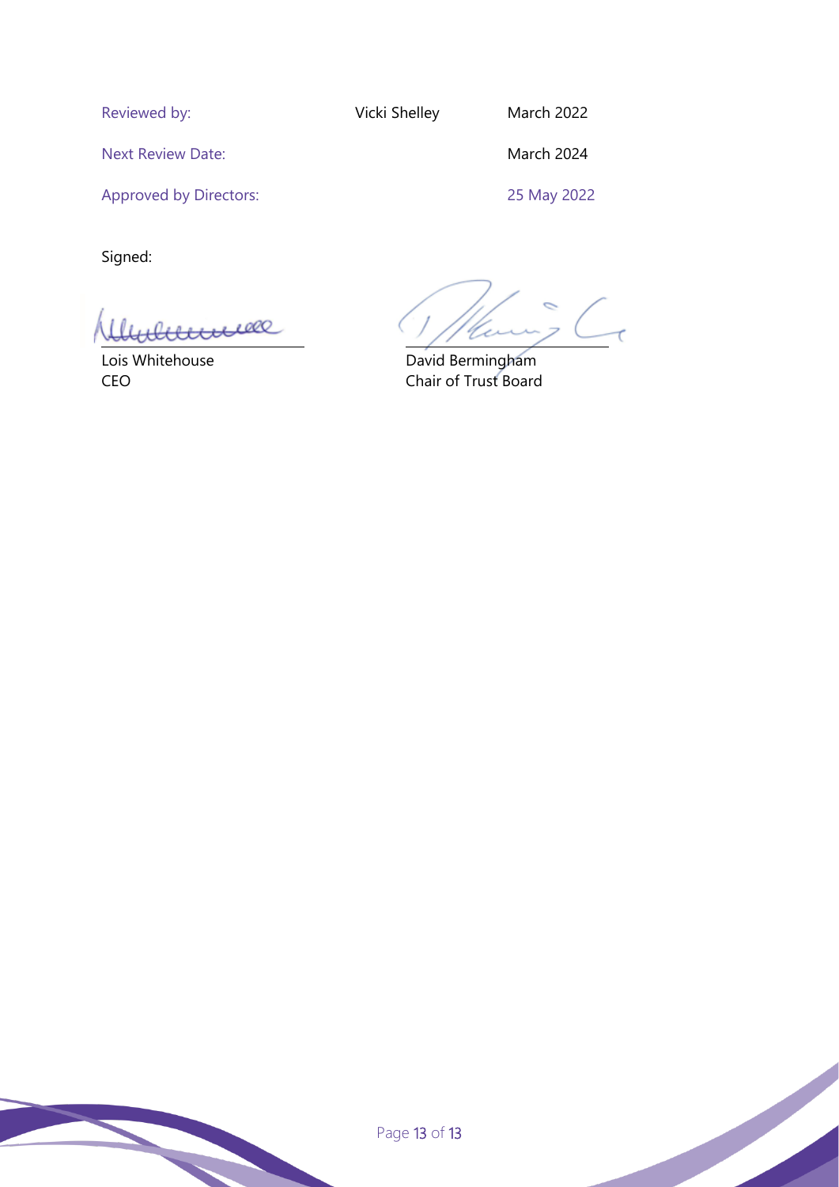| | | |
|---|---|---|
| Reviewed by: | Vicki Shelley | March 2022 |
| Next Review Date: | | March 2024 |
| Approved by Directors: | | 25 May 2022 |

Signed:

Lois Whitehouse
CEO

David Bermingham
Chair of Trust Board